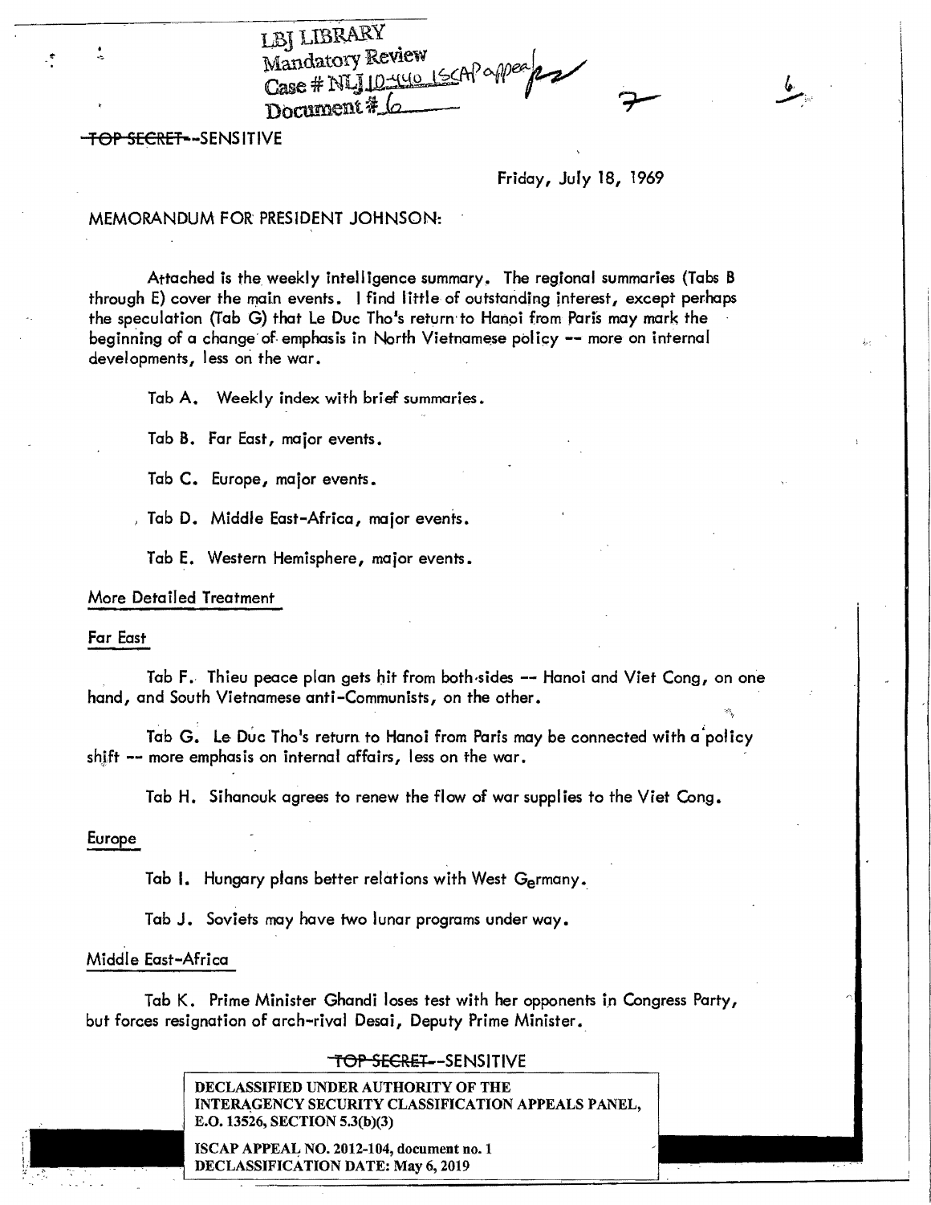LBJ LIBRARY
Mandatory Review
Case # NLJ 10-440 ISCAP appeal
Document # 6

~~TOP SECRET~~--SENSITIVE

Friday, July 18, 1969

MEMORANDUM FOR PRESIDENT JOHNSON:

Attached is the weekly intelligence summary. The regional summaries (Tabs B through E) cover the main events. I find little of outstanding interest, except perhaps the speculation (Tab G) that Le Duc Tho's return to Hanoi from Paris may mark the beginning of a change of emphasis in North Vietnamese policy -- more on internal developments, less on the war.

Tab A. Weekly index with brief summaries.

Tab B. Far East, major events.

Tab C. Europe, major events.

Tab D. Middle East-Africa, major events.

Tab E. Western Hemisphere, major events.

More Detailed Treatment

Far East

Tab F. Thieu peace plan gets hit from both sides -- Hanoi and Viet Cong, on one hand, and South Vietnamese anti-Communists, on the other.

Tab G. Le Duc Tho's return to Hanoi from Paris may be connected with a policy shift -- more emphasis on internal affairs, less on the war.

Tab H. Sihanouk agrees to renew the flow of war supplies to the Viet Cong.

Europe

Tab I. Hungary plans better relations with West Germany.

Tab J. Soviets may have two lunar programs under way.

Middle East-Africa

Tab K. Prime Minister Ghandi loses test with her opponents in Congress Party, but forces resignation of arch-rival Desai, Deputy Prime Minister.

~~TOP SECRET~~--SENSITIVE

DECLASSIFIED UNDER AUTHORITY OF THE INTERAGENCY SECURITY CLASSIFICATION APPEALS PANEL, E.O. 13526, SECTION 5.3(b)(3)

ISCAP APPEAL NO. 2012-104, document no. 1
DECLASSIFICATION DATE: May 6, 2019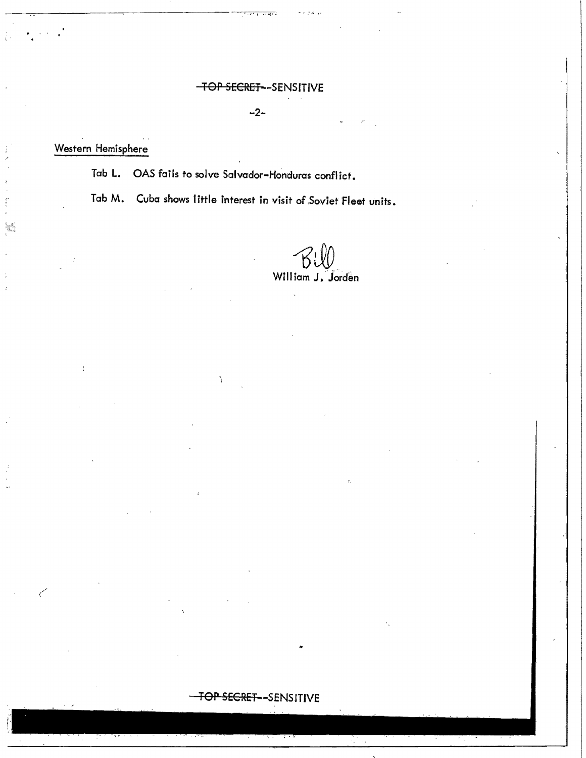~~TOP SECRET~~--SENSITIVE

## Western Hemisphere

Tab L. OAS fails to solve Salvador-Honduras conflict.

Tab M. Cuba shows little interest in visit of Soviet Fleet units.

Bill
William J. Jorden

~~TOP SECRET~~--SENSITIVE